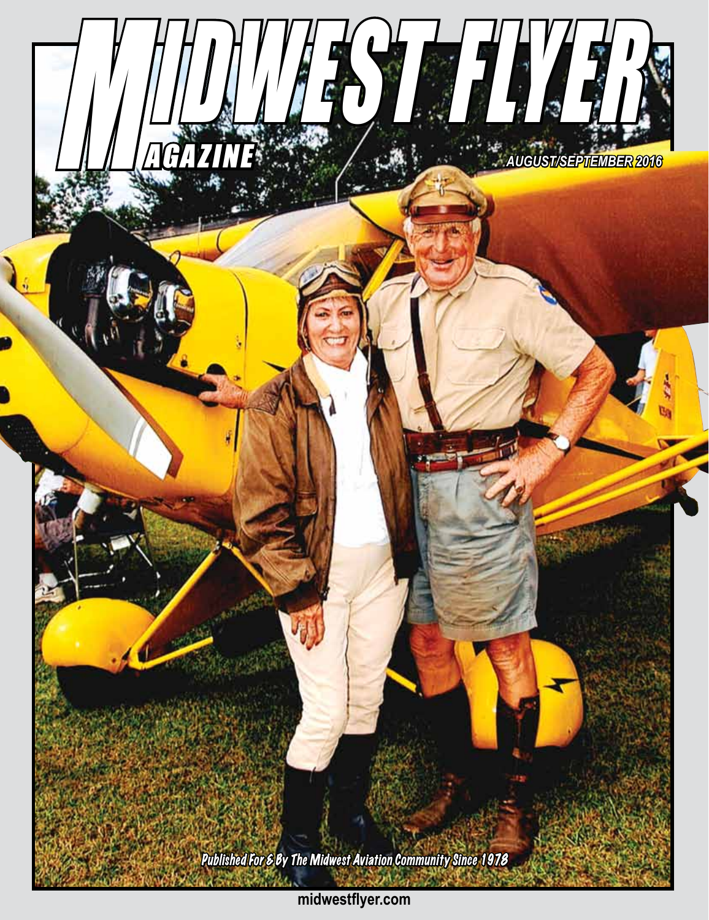# MIDWEST FLYER MAGAZINE

AUGUST/SEPTEMBER 2016

*Published For & By The Midwest Aviation Community Since 1978*

midwestflyer.com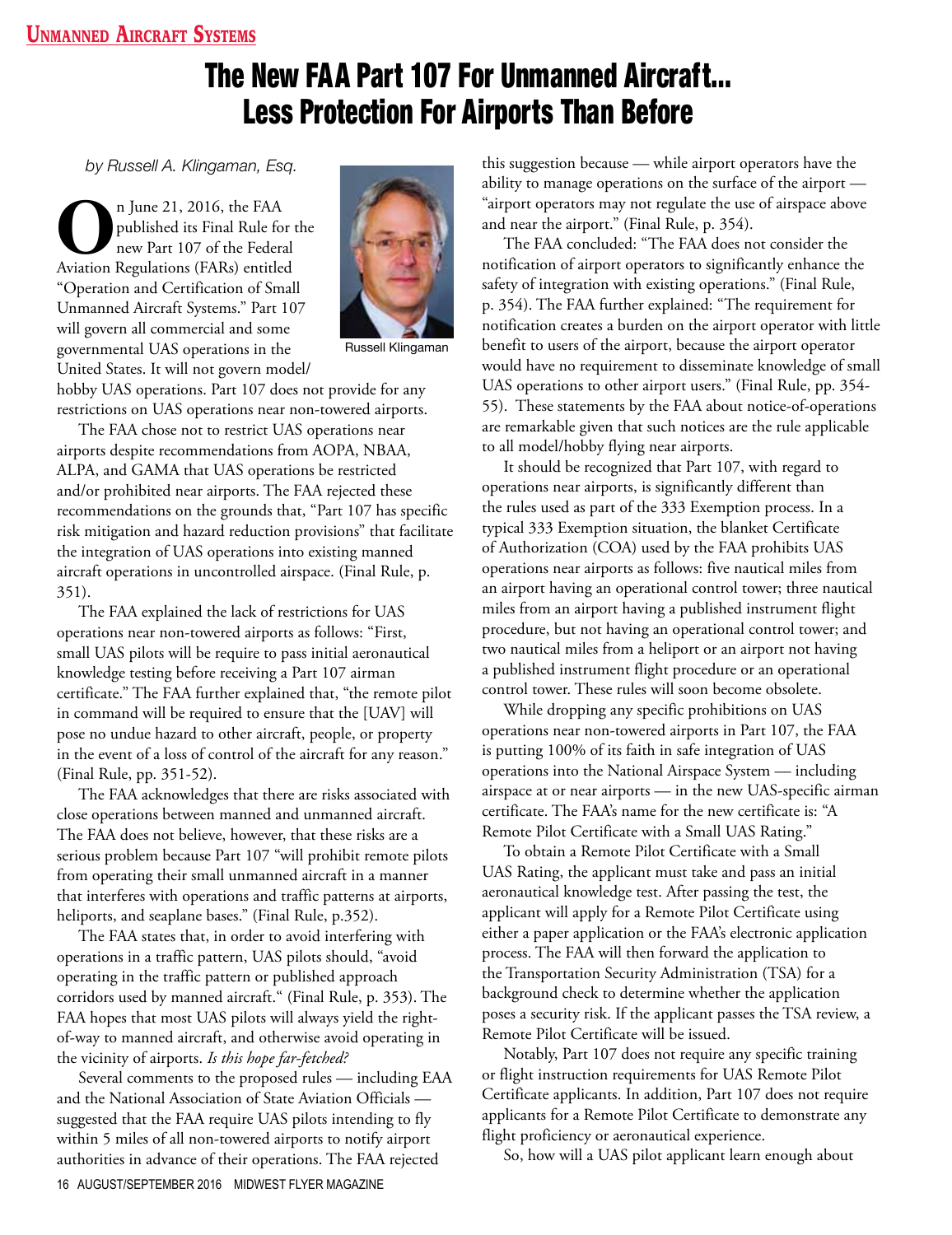Unmanned Aircraft Systems

# The New FAA Part 107 For Unmanned Aircraft... Less Protection For Airports Than Before

*by Russell A. Klingaman, Esq.*

Russell Klingaman

On June 21, 2016, the FAA published its Final Rule for the new Part 107 of the Federal Aviation Regulations (FARs) entitled "Operation and Certification of Small Unmanned Aircraft Systems." Part 107 will govern all commercial and some governmental UAS operations in the United States. It will not govern model/hobby UAS operations. Part 107 does not provide for any restrictions on UAS operations near non-towered airports.

The FAA chose not to restrict UAS operations near airports despite recommendations from AOPA, NBAA, ALPA, and GAMA that UAS operations be restricted and/or prohibited near airports. The FAA rejected these recommendations on the grounds that, "Part 107 has specific risk mitigation and hazard reduction provisions" that facilitate the integration of UAS operations into existing manned aircraft operations in uncontrolled airspace. (Final Rule, p. 351).

The FAA explained the lack of restrictions for UAS operations near non-towered airports as follows: "First, small UAS pilots will be require to pass initial aeronautical knowledge testing before receiving a Part 107 airman certificate." The FAA further explained that, "the remote pilot in command will be required to ensure that the [UAV] will pose no undue hazard to other aircraft, people, or property in the event of a loss of control of the aircraft for any reason." (Final Rule, pp. 351-52).

The FAA acknowledges that there are risks associated with close operations between manned and unmanned aircraft. The FAA does not believe, however, that these risks are a serious problem because Part 107 "will prohibit remote pilots from operating their small unmanned aircraft in a manner that interferes with operations and traffic patterns at airports, heliports, and seaplane bases." (Final Rule, p.352).

The FAA states that, in order to avoid interfering with operations in a traffic pattern, UAS pilots should, "avoid operating in the traffic pattern or published approach corridors used by manned aircraft." (Final Rule, p. 353). The FAA hopes that most UAS pilots will always yield the right-of-way to manned aircraft, and otherwise avoid operating in the vicinity of airports. *Is this hope far-fetched?*

Several comments to the proposed rules — including EAA and the National Association of State Aviation Officials — suggested that the FAA require UAS pilots intending to fly within 5 miles of all non-towered airports to notify airport authorities in advance of their operations. The FAA rejected this suggestion because — while airport operators have the ability to manage operations on the surface of the airport — "airport operators may not regulate the use of airspace above and near the airport." (Final Rule, p. 354).

The FAA concluded: "The FAA does not consider the notification of airport operators to significantly enhance the safety of integration with existing operations." (Final Rule, p. 354). The FAA further explained: "The requirement for notification creates a burden on the airport operator with little benefit to users of the airport, because the airport operator would have no requirement to disseminate knowledge of small UAS operations to other airport users." (Final Rule, pp. 354-55). These statements by the FAA about notice-of-operations are remarkable given that such notices are the rule applicable to all model/hobby flying near airports.

It should be recognized that Part 107, with regard to operations near airports, is significantly different than the rules used as part of the 333 Exemption process. In a typical 333 Exemption situation, the blanket Certificate of Authorization (COA) used by the FAA prohibits UAS operations near airports as follows: five nautical miles from an airport having an operational control tower; three nautical miles from an airport having a published instrument flight procedure, but not having an operational control tower; and two nautical miles from a heliport or an airport not having a published instrument flight procedure or an operational control tower. These rules will soon become obsolete.

While dropping any specific prohibitions on UAS operations near non-towered airports in Part 107, the FAA is putting 100% of its faith in safe integration of UAS operations into the National Airspace System — including airspace at or near airports — in the new UAS-specific airman certificate. The FAA's name for the new certificate is: "A Remote Pilot Certificate with a Small UAS Rating."

To obtain a Remote Pilot Certificate with a Small UAS Rating, the applicant must take and pass an initial aeronautical knowledge test. After passing the test, the applicant will apply for a Remote Pilot Certificate using either a paper application or the FAA's electronic application process. The FAA will then forward the application to the Transportation Security Administration (TSA) for a background check to determine whether the application poses a security risk. If the applicant passes the TSA review, a Remote Pilot Certificate will be issued.

Notably, Part 107 does not require any specific training or flight instruction requirements for UAS Remote Pilot Certificate applicants. In addition, Part 107 does not require applicants for a Remote Pilot Certificate to demonstrate any flight proficiency or aeronautical experience.

So, how will a UAS pilot applicant learn enough about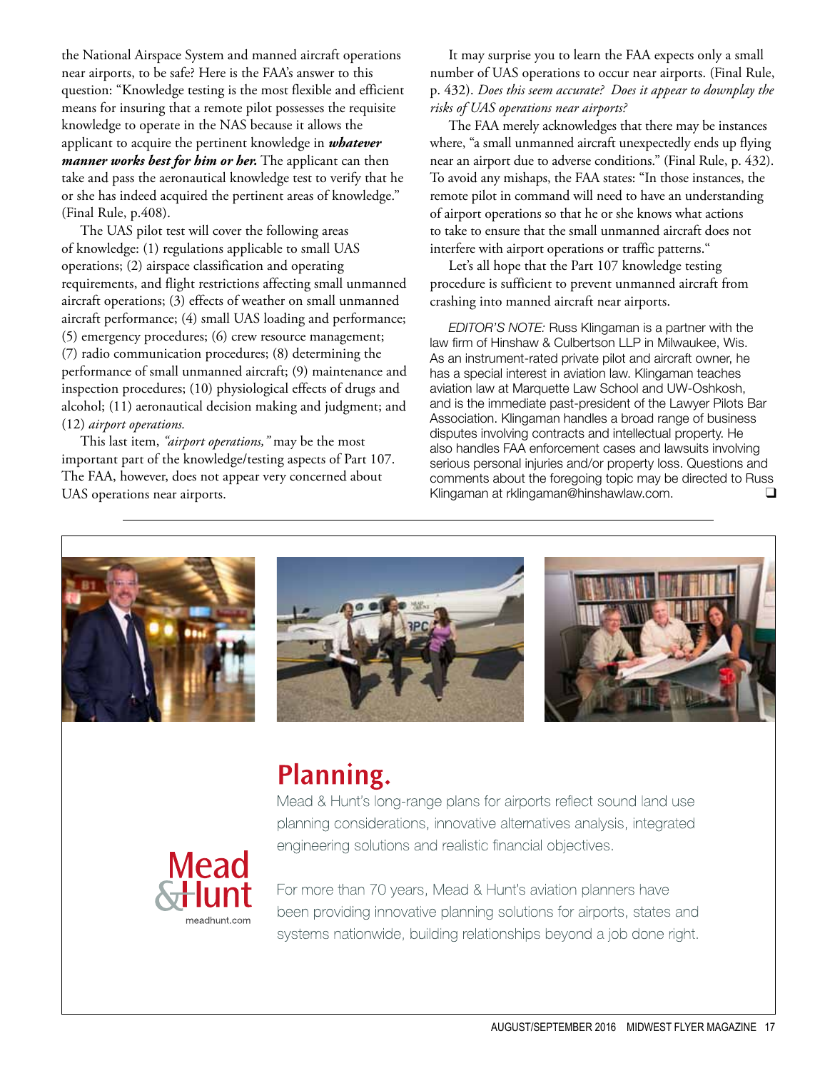the National Airspace System and manned aircraft operations near airports, to be safe? Here is the FAA's answer to this question: "Knowledge testing is the most flexible and efficient means for insuring that a remote pilot possesses the requisite knowledge to operate in the NAS because it allows the applicant to acquire the pertinent knowledge in ***whatever manner works best for him or her.*** The applicant can then take and pass the aeronautical knowledge test to verify that he or she has indeed acquired the pertinent areas of knowledge." (Final Rule, p.408).

The UAS pilot test will cover the following areas of knowledge: (1) regulations applicable to small UAS operations; (2) airspace classification and operating requirements, and flight restrictions affecting small unmanned aircraft operations; (3) effects of weather on small unmanned aircraft performance; (4) small UAS loading and performance; (5) emergency procedures; (6) crew resource management; (7) radio communication procedures; (8) determining the performance of small unmanned aircraft; (9) maintenance and inspection procedures; (10) physiological effects of drugs and alcohol; (11) aeronautical decision making and judgment; and (12) *airport operations.*

This last item, *"airport operations,"* may be the most important part of the knowledge/testing aspects of Part 107. The FAA, however, does not appear very concerned about UAS operations near airports.

It may surprise you to learn the FAA expects only a small number of UAS operations to occur near airports. (Final Rule, p. 432). *Does this seem accurate? Does it appear to downplay the risks of UAS operations near airports?*

The FAA merely acknowledges that there may be instances where, "a small unmanned aircraft unexpectedly ends up flying near an airport due to adverse conditions." (Final Rule, p. 432). To avoid any mishaps, the FAA states: "In those instances, the remote pilot in command will need to have an understanding of airport operations so that he or she knows what actions to take to ensure that the small unmanned aircraft does not interfere with airport operations or traffic patterns."

Let's all hope that the Part 107 knowledge testing procedure is sufficient to prevent unmanned aircraft from crashing into manned aircraft near airports.

*EDITOR'S NOTE:* Russ Klingaman is a partner with the law firm of Hinshaw & Culbertson LLP in Milwaukee, Wis. As an instrument-rated private pilot and aircraft owner, he has a special interest in aviation law. Klingaman teaches aviation law at Marquette Law School and UW-Oshkosh, and is the immediate past-president of the Lawyer Pilots Bar Association. Klingaman handles a broad range of business disputes involving contracts and intellectual property. He also handles FAA enforcement cases and lawsuits involving serious personal injuries and/or property loss. Questions and comments about the foregoing topic may be directed to Russ Klingaman at rklingaman@hinshawlaw.com. ❑

---

## Planning.

Mead & Hunt's long-range plans for airports reflect sound land use planning considerations, innovative alternatives analysis, integrated engineering solutions and realistic financial objectives.

For more than 70 years, Mead & Hunt's aviation planners have been providing innovative planning solutions for airports, states and systems nationwide, building relationships beyond a job done right.

Mead & Hunt

meadhunt.com